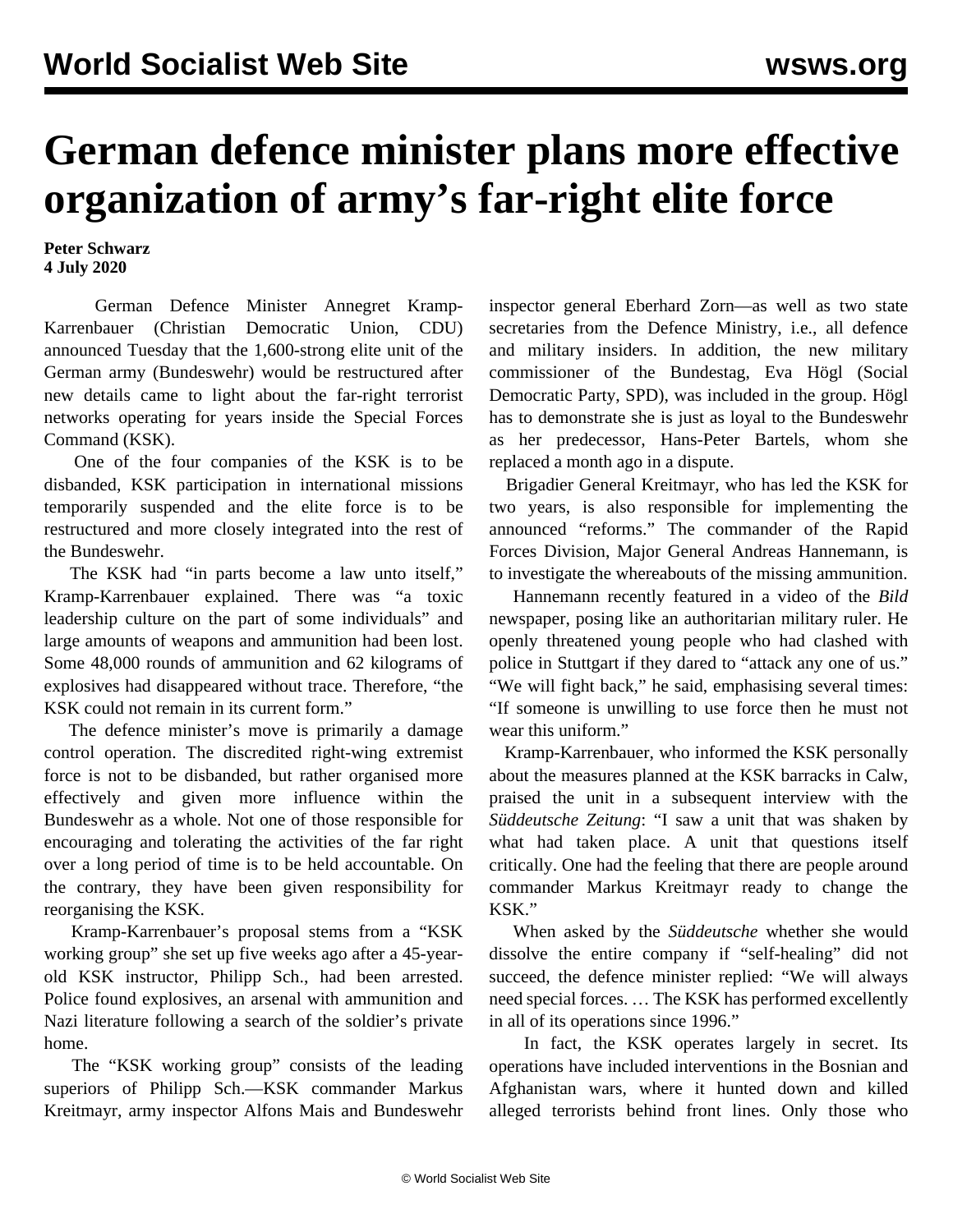# German defence minister plans more effective organization of army's far-right elite force

**Peter Schwarz**
**4 July 2020**

German Defence Minister Annegret Kramp-Karrenbauer (Christian Democratic Union, CDU) announced Tuesday that the 1,600-strong elite unit of the German army (Bundeswehr) would be restructured after new details came to light about the far-right terrorist networks operating for years inside the Special Forces Command (KSK).

One of the four companies of the KSK is to be disbanded, KSK participation in international missions temporarily suspended and the elite force is to be restructured and more closely integrated into the rest of the Bundeswehr.

The KSK had "in parts become a law unto itself," Kramp-Karrenbauer explained. There was "a toxic leadership culture on the part of some individuals" and large amounts of weapons and ammunition had been lost. Some 48,000 rounds of ammunition and 62 kilograms of explosives had disappeared without trace. Therefore, "the KSK could not remain in its current form."

The defence minister's move is primarily a damage control operation. The discredited right-wing extremist force is not to be disbanded, but rather organised more effectively and given more influence within the Bundeswehr as a whole. Not one of those responsible for encouraging and tolerating the activities of the far right over a long period of time is to be held accountable. On the contrary, they have been given responsibility for reorganising the KSK.

Kramp-Karrenbauer's proposal stems from a "KSK working group" she set up five weeks ago after a 45-year-old KSK instructor, Philipp Sch., had been arrested. Police found explosives, an arsenal with ammunition and Nazi literature following a search of the soldier's private home.

The "KSK working group" consists of the leading superiors of Philipp Sch.—KSK commander Markus Kreitmayr, army inspector Alfons Mais and Bundeswehr inspector general Eberhard Zorn—as well as two state secretaries from the Defence Ministry, i.e., all defence and military insiders. In addition, the new military commissioner of the Bundestag, Eva Högl (Social Democratic Party, SPD), was included in the group. Högl has to demonstrate she is just as loyal to the Bundeswehr as her predecessor, Hans-Peter Bartels, whom she replaced a month ago in a dispute.

Brigadier General Kreitmayr, who has led the KSK for two years, is also responsible for implementing the announced "reforms." The commander of the Rapid Forces Division, Major General Andreas Hannemann, is to investigate the whereabouts of the missing ammunition.

Hannemann recently featured in a video of the *Bild* newspaper, posing like an authoritarian military ruler. He openly threatened young people who had clashed with police in Stuttgart if they dared to "attack any one of us." "We will fight back," he said, emphasising several times: "If someone is unwilling to use force then he must not wear this uniform."

Kramp-Karrenbauer, who informed the KSK personally about the measures planned at the KSK barracks in Calw, praised the unit in a subsequent interview with the *Süddeutsche Zeitung*: "I saw a unit that was shaken by what had taken place. A unit that questions itself critically. One had the feeling that there are people around commander Markus Kreitmayr ready to change the KSK."

When asked by the *Süddeutsche* whether she would dissolve the entire company if "self-healing" did not succeed, the defence minister replied: "We will always need special forces. … The KSK has performed excellently in all of its operations since 1996."

In fact, the KSK operates largely in secret. Its operations have included interventions in the Bosnian and Afghanistan wars, where it hunted down and killed alleged terrorists behind front lines. Only those who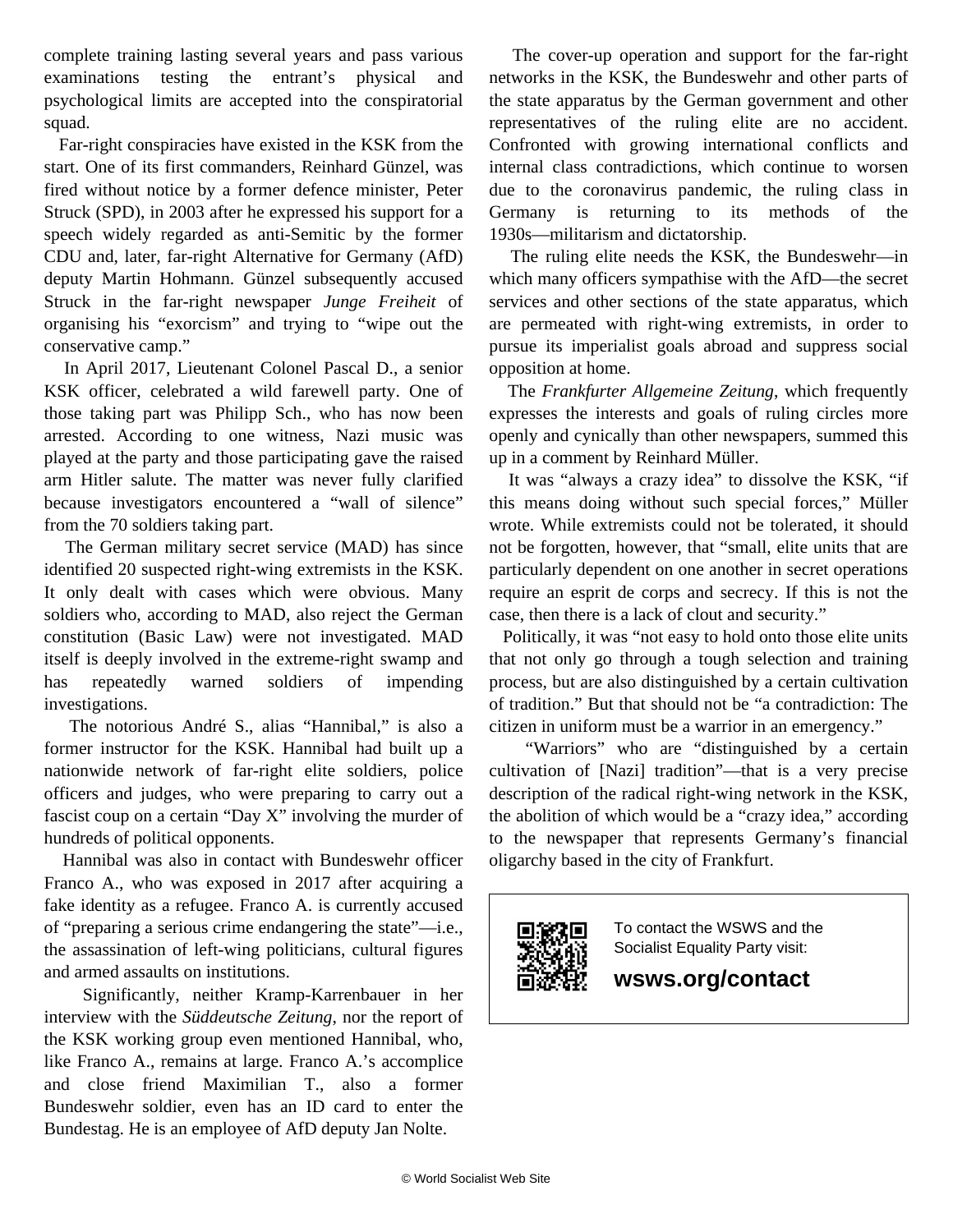complete training lasting several years and pass various examinations testing the entrant's physical and psychological limits are accepted into the conspiratorial squad.

Far-right conspiracies have existed in the KSK from the start. One of its first commanders, Reinhard Günzel, was fired without notice by a former defence minister, Peter Struck (SPD), in 2003 after he expressed his support for a speech widely regarded as anti-Semitic by the former CDU and, later, far-right Alternative for Germany (AfD) deputy Martin Hohmann. Günzel subsequently accused Struck in the far-right newspaper *Junge Freiheit* of organising his "exorcism" and trying to "wipe out the conservative camp."

In April 2017, Lieutenant Colonel Pascal D., a senior KSK officer, celebrated a wild farewell party. One of those taking part was Philipp Sch., who has now been arrested. According to one witness, Nazi music was played at the party and those participating gave the raised arm Hitler salute. The matter was never fully clarified because investigators encountered a "wall of silence" from the 70 soldiers taking part.

The German military secret service (MAD) has since identified 20 suspected right-wing extremists in the KSK. It only dealt with cases which were obvious. Many soldiers who, according to MAD, also reject the German constitution (Basic Law) were not investigated. MAD itself is deeply involved in the extreme-right swamp and has repeatedly warned soldiers of impending investigations.

The notorious André S., alias "Hannibal," is also a former instructor for the KSK. Hannibal had built up a nationwide network of far-right elite soldiers, police officers and judges, who were preparing to carry out a fascist coup on a certain "Day X" involving the murder of hundreds of political opponents.

Hannibal was also in contact with Bundeswehr officer Franco A., who was exposed in 2017 after acquiring a fake identity as a refugee. Franco A. is currently accused of "preparing a serious crime endangering the state"—i.e., the assassination of left-wing politicians, cultural figures and armed assaults on institutions.

Significantly, neither Kramp-Karrenbauer in her interview with the *Süddeutsche Zeitung*, nor the report of the KSK working group even mentioned Hannibal, who, like Franco A., remains at large. Franco A.'s accomplice and close friend Maximilian T., also a former Bundeswehr soldier, even has an ID card to enter the Bundestag. He is an employee of AfD deputy Jan Nolte.

The cover-up operation and support for the far-right networks in the KSK, the Bundeswehr and other parts of the state apparatus by the German government and other representatives of the ruling elite are no accident. Confronted with growing international conflicts and internal class contradictions, which continue to worsen due to the coronavirus pandemic, the ruling class in Germany is returning to its methods of the 1930s—militarism and dictatorship.

The ruling elite needs the KSK, the Bundeswehr—in which many officers sympathise with the AfD—the secret services and other sections of the state apparatus, which are permeated with right-wing extremists, in order to pursue its imperialist goals abroad and suppress social opposition at home.

The *Frankfurter Allgemeine Zeitung*, which frequently expresses the interests and goals of ruling circles more openly and cynically than other newspapers, summed this up in a comment by Reinhard Müller.

It was "always a crazy idea" to dissolve the KSK, "if this means doing without such special forces," Müller wrote. While extremists could not be tolerated, it should not be forgotten, however, that "small, elite units that are particularly dependent on one another in secret operations require an esprit de corps and secrecy. If this is not the case, then there is a lack of clout and security."

Politically, it was "not easy to hold onto those elite units that not only go through a tough selection and training process, but are also distinguished by a certain cultivation of tradition." But that should not be "a contradiction: The citizen in uniform must be a warrior in an emergency."

"Warriors" who are "distinguished by a certain cultivation of [Nazi] tradition"—that is a very precise description of the radical right-wing network in the KSK, the abolition of which would be a "crazy idea," according to the newspaper that represents Germany's financial oligarchy based in the city of Frankfurt.

To contact the WSWS and the Socialist Equality Party visit:

**wsws.org/contact**